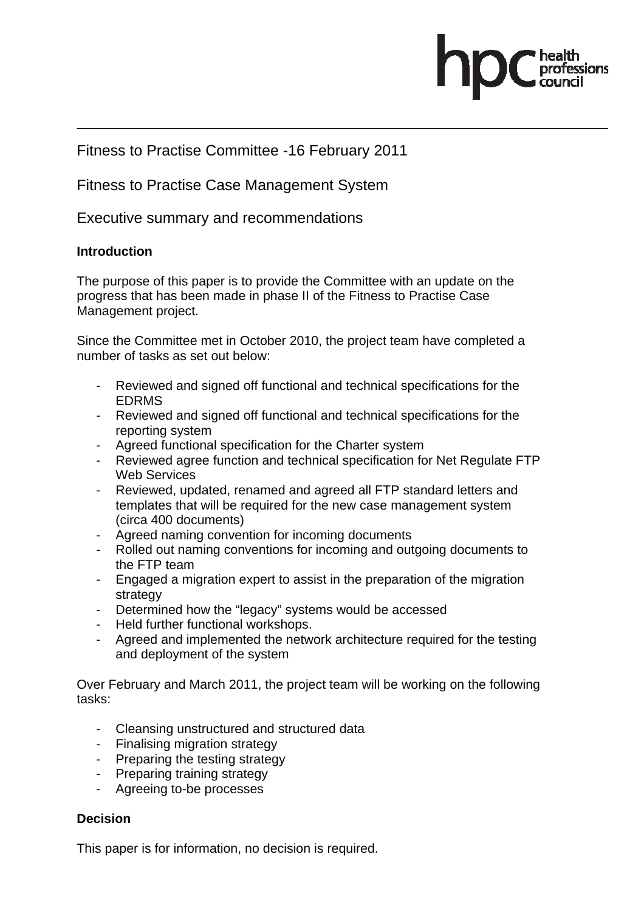Fitness to Practise Committee -16 February 2011

Fitness to Practise Case Management System

Executive summary and recommendations

**Introduction**

The purpose of this paper is to provide the Committee with an update on the progress that has been made in phase II of the Fitness to Practise Case Management project.

Since the Committee met in October 2010, the project team have completed a number of tasks as set out below:

- Reviewed and signed off functional and technical specifications for the EDRMS
- Reviewed and signed off functional and technical specifications for the reporting system
- Agreed functional specification for the Charter system
- Reviewed agree function and technical specification for Net Regulate FTP Web Services
- Reviewed, updated, renamed and agreed all FTP standard letters and templates that will be required for the new case management system (circa 400 documents)
- Agreed naming convention for incoming documents
- Rolled out naming conventions for incoming and outgoing documents to the FTP team
- Engaged a migration expert to assist in the preparation of the migration strategy
- Determined how the "legacy" systems would be accessed
- Held further functional workshops.
- Agreed and implemented the network architecture required for the testing and deployment of the system

Over February and March 2011, the project team will be working on the following tasks:

- Cleansing unstructured and structured data
- Finalising migration strategy
- Preparing the testing strategy
- Preparing training strategy
- Agreeing to-be processes

**Decision**

This paper is for information, no decision is required.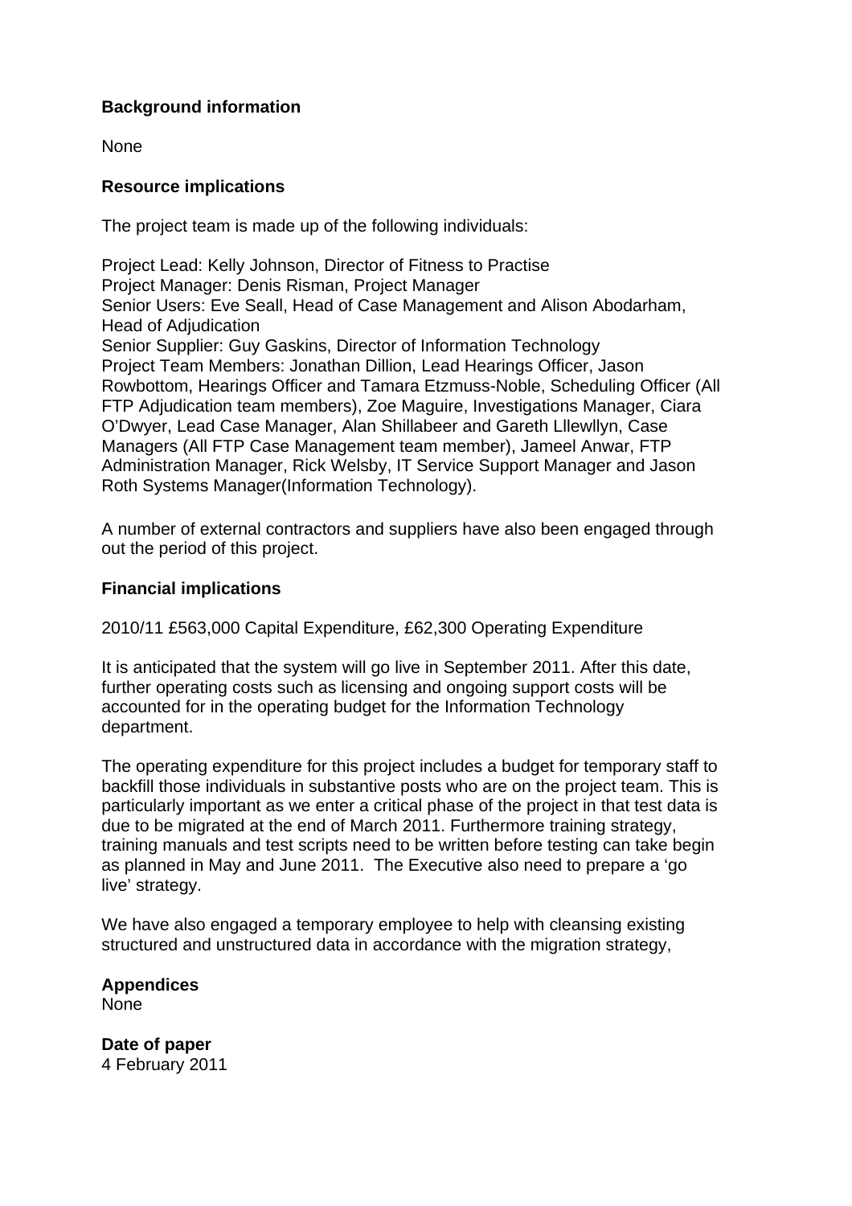**Background information**

None

**Resource implications**

The project team is made up of the following individuals:

Project Lead: Kelly Johnson, Director of Fitness to Practise
Project Manager: Denis Risman, Project Manager
Senior Users: Eve Seall, Head of Case Management and Alison Abodarham, Head of Adjudication
Senior Supplier: Guy Gaskins, Director of Information Technology
Project Team Members: Jonathan Dillion, Lead Hearings Officer, Jason Rowbottom, Hearings Officer and Tamara Etzmuss-Noble, Scheduling Officer (All FTP Adjudication team members), Zoe Maguire, Investigations Manager, Ciara O'Dwyer, Lead Case Manager, Alan Shillabeer and Gareth Lllewllyn, Case Managers (All FTP Case Management team member), Jameel Anwar, FTP Administration Manager, Rick Welsby, IT Service Support Manager and Jason Roth Systems Manager(Information Technology).

A number of external contractors and suppliers have also been engaged through out the period of this project.

**Financial implications**

2010/11 £563,000 Capital Expenditure, £62,300 Operating Expenditure

It is anticipated that the system will go live in September 2011. After this date, further operating costs such as licensing and ongoing support costs will be accounted for in the operating budget for the Information Technology department.

The operating expenditure for this project includes a budget for temporary staff to backfill those individuals in substantive posts who are on the project team. This is particularly important as we enter a critical phase of the project in that test data is due to be migrated at the end of March 2011. Furthermore training strategy, training manuals and test scripts need to be written before testing can take begin as planned in May and June 2011. The Executive also need to prepare a 'go live' strategy.

We have also engaged a temporary employee to help with cleansing existing structured and unstructured data in accordance with the migration strategy,

**Appendices**
None

**Date of paper**
4 February 2011